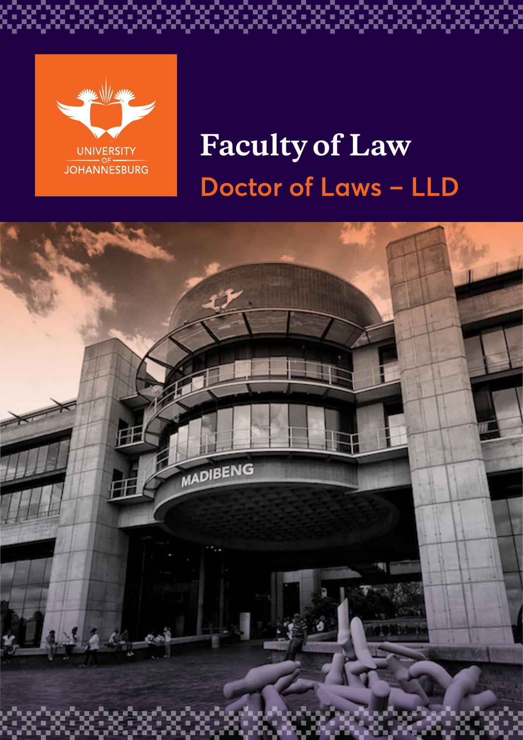UNIVERSITY OF JOHANNESBURG

# Faculty of Law

## Doctor of Laws – LLD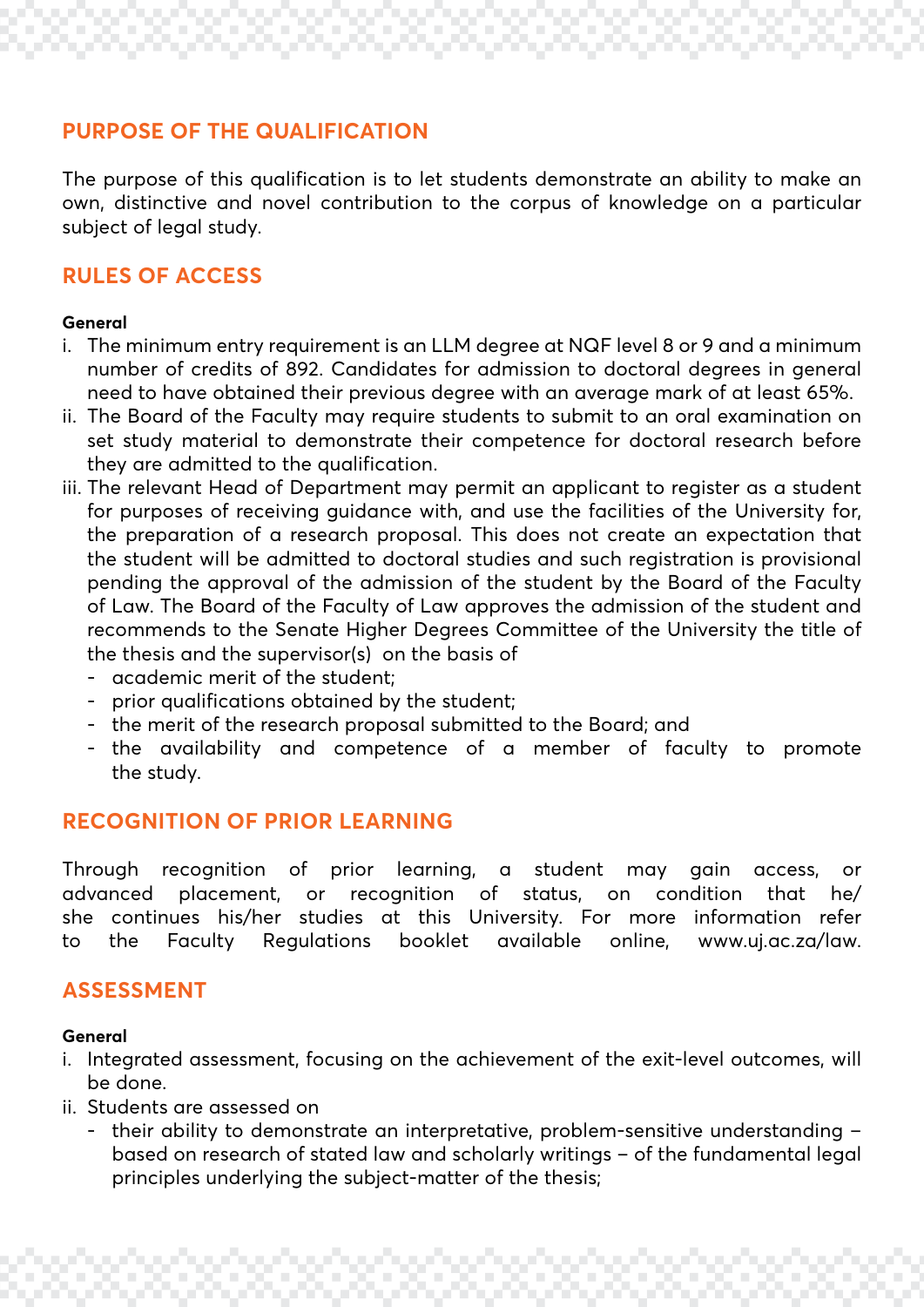## PURPOSE OF THE QUALIFICATION

The purpose of this qualification is to let students demonstrate an ability to make an own, distinctive and novel contribution to the corpus of knowledge on a particular subject of legal study.

## RULES OF ACCESS

**General**

i. The minimum entry requirement is an LLM degree at NQF level 8 or 9 and a minimum number of credits of 892. Candidates for admission to doctoral degrees in general need to have obtained their previous degree with an average mark of at least 65%.

ii. The Board of the Faculty may require students to submit to an oral examination on set study material to demonstrate their competence for doctoral research before they are admitted to the qualification.

iii. The relevant Head of Department may permit an applicant to register as a student for purposes of receiving guidance with, and use the facilities of the University for, the preparation of a research proposal. This does not create an expectation that the student will be admitted to doctoral studies and such registration is provisional pending the approval of the admission of the student by the Board of the Faculty of Law. The Board of the Faculty of Law approves the admission of the student and recommends to the Senate Higher Degrees Committee of the University the title of the thesis and the supervisor(s) on the basis of
   - academic merit of the student;
   - prior qualifications obtained by the student;
   - the merit of the research proposal submitted to the Board; and
   - the availability and competence of a member of faculty to promote the study.

## RECOGNITION OF PRIOR LEARNING

Through recognition of prior learning, a student may gain access, or advanced placement, or recognition of status, on condition that he/she continues his/her studies at this University. For more information refer to the Faculty Regulations booklet available online, www.uj.ac.za/law.

## ASSESSMENT

**General**

i. Integrated assessment, focusing on the achievement of the exit-level outcomes, will be done.

ii. Students are assessed on
   - their ability to demonstrate an interpretative, problem-sensitive understanding – based on research of stated law and scholarly writings – of the fundamental legal principles underlying the subject-matter of the thesis;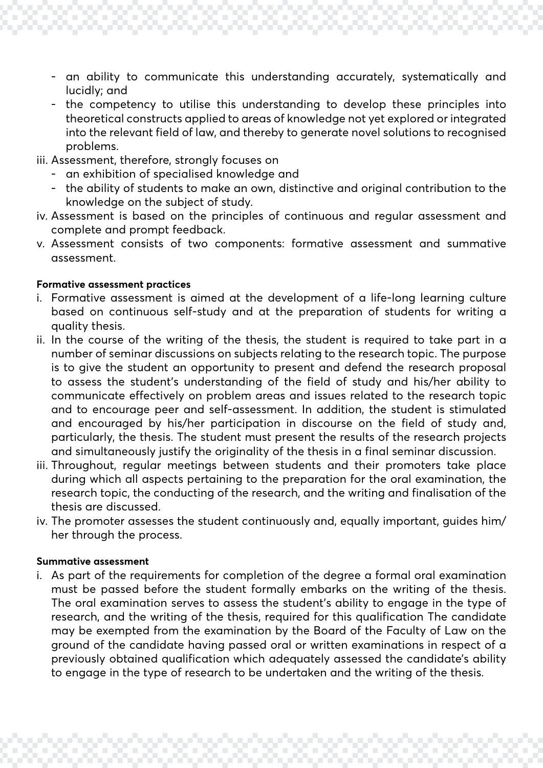- an ability to communicate this understanding accurately, systematically and lucidly; and
  - the competency to utilise this understanding to develop these principles into theoretical constructs applied to areas of knowledge not yet explored or integrated into the relevant field of law, and thereby to generate novel solutions to recognised problems.

iii. Assessment, therefore, strongly focuses on
  - an exhibition of specialised knowledge and
  - the ability of students to make an own, distinctive and original contribution to the knowledge on the subject of study.

iv. Assessment is based on the principles of continuous and regular assessment and complete and prompt feedback.

v. Assessment consists of two components: formative assessment and summative assessment.

**Formative assessment practices**

i. Formative assessment is aimed at the development of a life-long learning culture based on continuous self-study and at the preparation of students for writing a quality thesis.

ii. In the course of the writing of the thesis, the student is required to take part in a number of seminar discussions on subjects relating to the research topic. The purpose is to give the student an opportunity to present and defend the research proposal to assess the student's understanding of the field of study and his/her ability to communicate effectively on problem areas and issues related to the research topic and to encourage peer and self-assessment. In addition, the student is stimulated and encouraged by his/her participation in discourse on the field of study and, particularly, the thesis. The student must present the results of the research projects and simultaneously justify the originality of the thesis in a final seminar discussion.

iii. Throughout, regular meetings between students and their promoters take place during which all aspects pertaining to the preparation for the oral examination, the research topic, the conducting of the research, and the writing and finalisation of the thesis are discussed.

iv. The promoter assesses the student continuously and, equally important, guides him/her through the process.

**Summative assessment**

i. As part of the requirements for completion of the degree a formal oral examination must be passed before the student formally embarks on the writing of the thesis. The oral examination serves to assess the student's ability to engage in the type of research, and the writing of the thesis, required for this qualification The candidate may be exempted from the examination by the Board of the Faculty of Law on the ground of the candidate having passed oral or written examinations in respect of a previously obtained qualification which adequately assessed the candidate's ability to engage in the type of research to be undertaken and the writing of the thesis.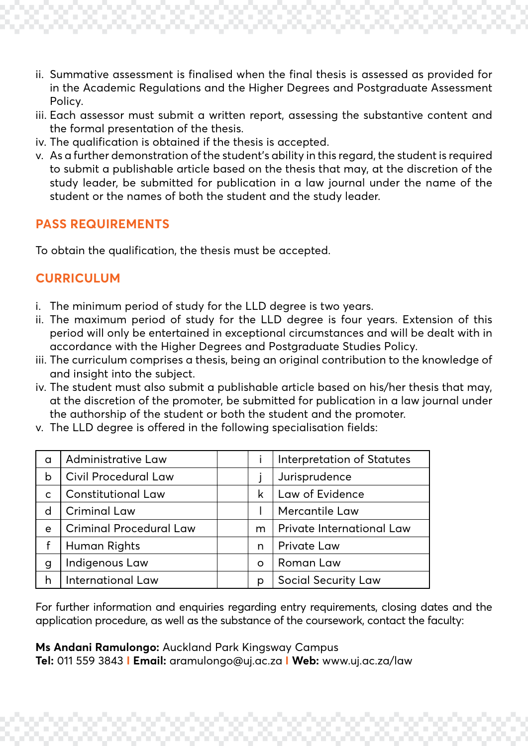ii. Summative assessment is finalised when the final thesis is assessed as provided for in the Academic Regulations and the Higher Degrees and Postgraduate Assessment Policy.
iii. Each assessor must submit a written report, assessing the substantive content and the formal presentation of the thesis.
iv. The qualification is obtained if the thesis is accepted.
v. As a further demonstration of the student's ability in this regard, the student is required to submit a publishable article based on the thesis that may, at the discretion of the study leader, be submitted for publication in a law journal under the name of the student or the names of both the student and the study leader.

## PASS REQUIREMENTS

To obtain the qualification, the thesis must be accepted.

## CURRICULUM

i. The minimum period of study for the LLD degree is two years.
ii. The maximum period of study for the LLD degree is four years. Extension of this period will only be entertained in exceptional circumstances and will be dealt with in accordance with the Higher Degrees and Postgraduate Studies Policy.
iii. The curriculum comprises a thesis, being an original contribution to the knowledge of and insight into the subject.
iv. The student must also submit a publishable article based on his/her thesis that may, at the discretion of the promoter, be submitted for publication in a law journal under the authorship of the student or both the student and the promoter.
v. The LLD degree is offered in the following specialisation fields:

| | | | | |
|---|---|---|---|---|
| a | Administrative Law | | i | Interpretation of Statutes |
| b | Civil Procedural Law | | j | Jurisprudence |
| c | Constitutional Law | | k | Law of Evidence |
| d | Criminal Law | | l | Mercantile Law |
| e | Criminal Procedural Law | | m | Private International Law |
| f | Human Rights | | n | Private Law |
| g | Indigenous Law | | o | Roman Law |
| h | International Law | | p | Social Security Law |

For further information and enquiries regarding entry requirements, closing dates and the application procedure, as well as the substance of the coursework, contact the faculty:

**Ms Andani Ramulongo:** Auckland Park Kingsway Campus
**Tel:** 011 559 3843 | **Email:** aramulongo@uj.ac.za | **Web:** www.uj.ac.za/law